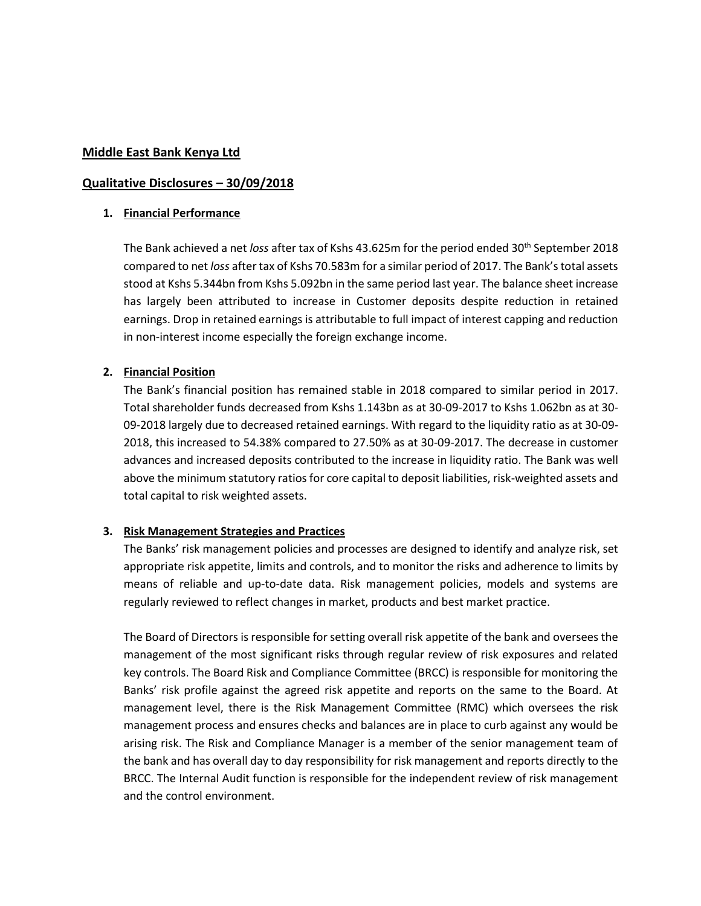**Middle East Bank Kenya Ltd**

**Qualitative Disclosures – 30/09/2018**

1. **Financial Performance**

   The Bank achieved a net *loss* after tax of Kshs 43.625m for the period ended 30th September 2018 compared to net *loss* after tax of Kshs 70.583m for a similar period of 2017. The Bank's total assets stood at Kshs 5.344bn from Kshs 5.092bn in the same period last year. The balance sheet increase has largely been attributed to increase in Customer deposits despite reduction in retained earnings. Drop in retained earnings is attributable to full impact of interest capping and reduction in non-interest income especially the foreign exchange income.

2. **Financial Position**

   The Bank's financial position has remained stable in 2018 compared to similar period in 2017. Total shareholder funds decreased from Kshs 1.143bn as at 30-09-2017 to Kshs 1.062bn as at 30-09-2018 largely due to decreased retained earnings. With regard to the liquidity ratio as at 30-09-2018, this increased to 54.38% compared to 27.50% as at 30-09-2017. The decrease in customer advances and increased deposits contributed to the increase in liquidity ratio. The Bank was well above the minimum statutory ratios for core capital to deposit liabilities, risk-weighted assets and total capital to risk weighted assets.

3. **Risk Management Strategies and Practices**

   The Banks' risk management policies and processes are designed to identify and analyze risk, set appropriate risk appetite, limits and controls, and to monitor the risks and adherence to limits by means of reliable and up-to-date data. Risk management policies, models and systems are regularly reviewed to reflect changes in market, products and best market practice.

   The Board of Directors is responsible for setting overall risk appetite of the bank and oversees the management of the most significant risks through regular review of risk exposures and related key controls. The Board Risk and Compliance Committee (BRCC) is responsible for monitoring the Banks' risk profile against the agreed risk appetite and reports on the same to the Board. At management level, there is the Risk Management Committee (RMC) which oversees the risk management process and ensures checks and balances are in place to curb against any would be arising risk. The Risk and Compliance Manager is a member of the senior management team of the bank and has overall day to day responsibility for risk management and reports directly to the BRCC. The Internal Audit function is responsible for the independent review of risk management and the control environment.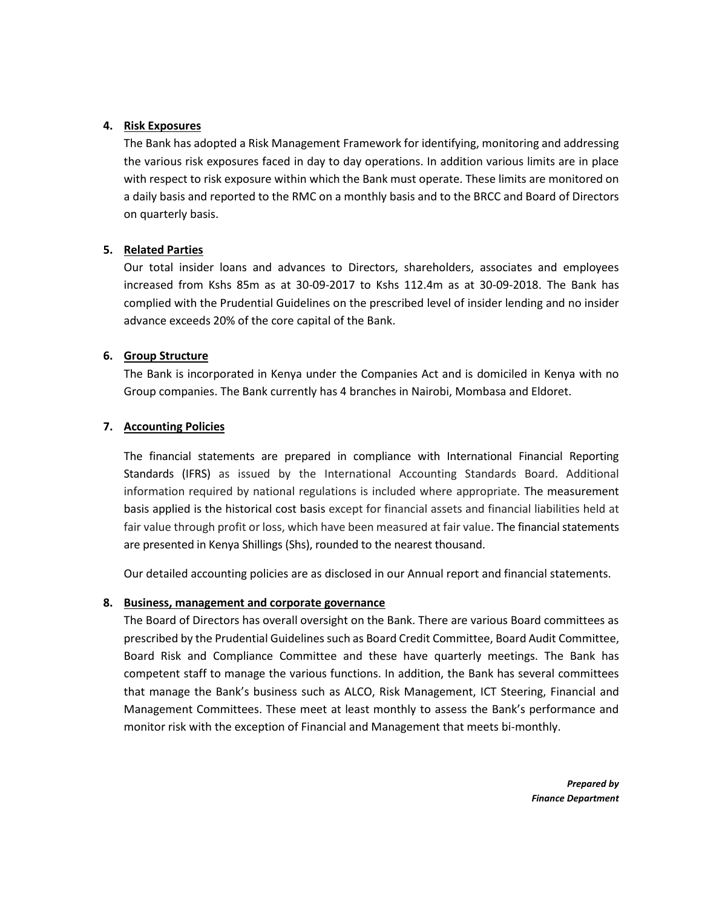4. **Risk Exposures**

   The Bank has adopted a Risk Management Framework for identifying, monitoring and addressing the various risk exposures faced in day to day operations. In addition various limits are in place with respect to risk exposure within which the Bank must operate. These limits are monitored on a daily basis and reported to the RMC on a monthly basis and to the BRCC and Board of Directors on quarterly basis.

5. **Related Parties**

   Our total insider loans and advances to Directors, shareholders, associates and employees increased from Kshs 85m as at 30-09-2017 to Kshs 112.4m as at 30-09-2018. The Bank has complied with the Prudential Guidelines on the prescribed level of insider lending and no insider advance exceeds 20% of the core capital of the Bank.

6. **Group Structure**

   The Bank is incorporated in Kenya under the Companies Act and is domiciled in Kenya with no Group companies. The Bank currently has 4 branches in Nairobi, Mombasa and Eldoret.

7. **Accounting Policies**

   The financial statements are prepared in compliance with International Financial Reporting Standards (IFRS) as issued by the International Accounting Standards Board. Additional information required by national regulations is included where appropriate. The measurement basis applied is the historical cost basis except for financial assets and financial liabilities held at fair value through profit or loss, which have been measured at fair value. The financial statements are presented in Kenya Shillings (Shs), rounded to the nearest thousand.

   Our detailed accounting policies are as disclosed in our Annual report and financial statements.

8. **Business, management and corporate governance**

   The Board of Directors has overall oversight on the Bank. There are various Board committees as prescribed by the Prudential Guidelines such as Board Credit Committee, Board Audit Committee, Board Risk and Compliance Committee and these have quarterly meetings. The Bank has competent staff to manage the various functions. In addition, the Bank has several committees that manage the Bank's business such as ALCO, Risk Management, ICT Steering, Financial and Management Committees. These meet at least monthly to assess the Bank's performance and monitor risk with the exception of Financial and Management that meets bi-monthly.

***Prepared by***
***Finance Department***